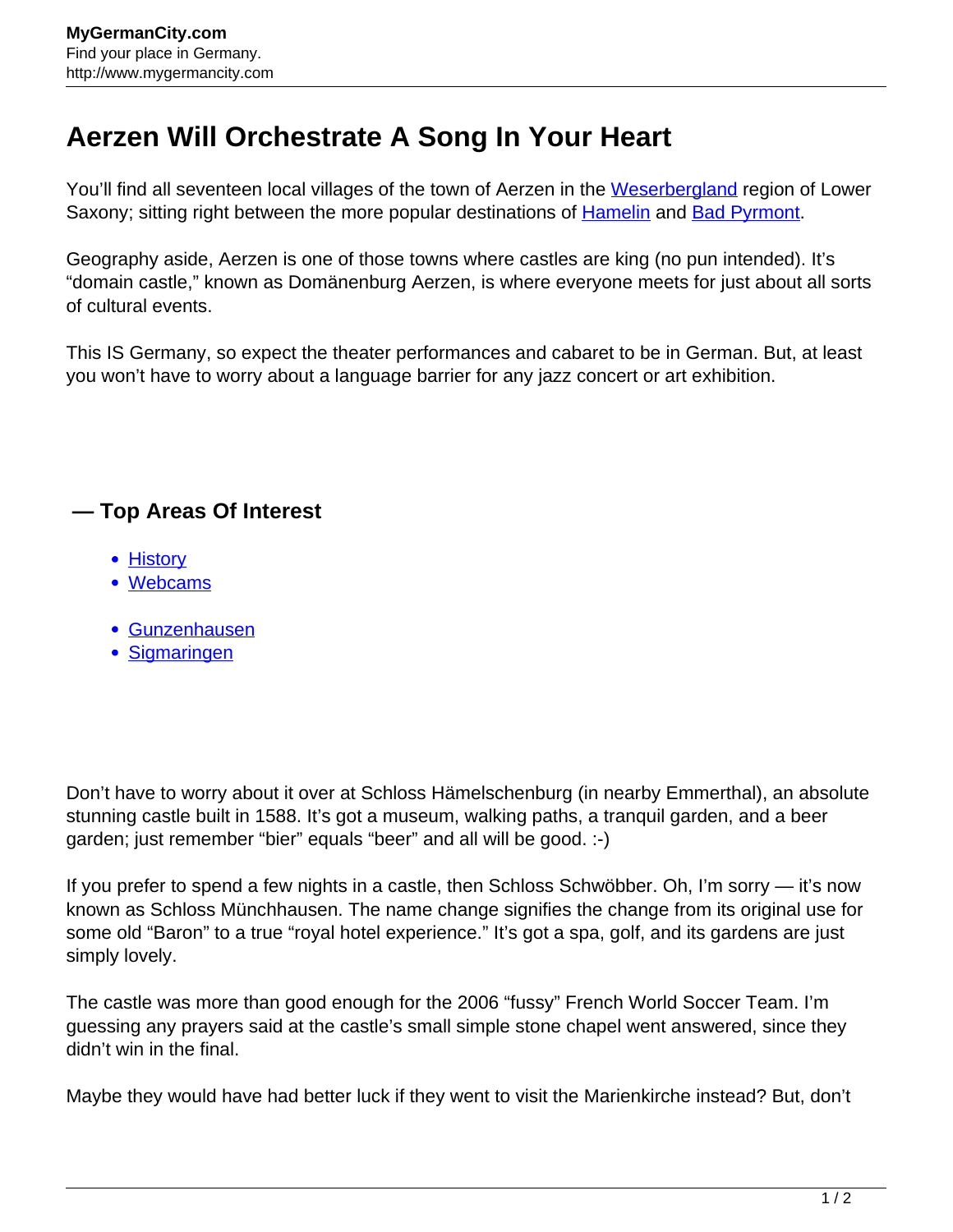MyGermanCity.com
Find your place in Germany.
http://www.mygermancity.com

# Aerzen Will Orchestrate A Song In Your Heart

You'll find all seventeen local villages of the town of Aerzen in the Weserbergland region of Lower Saxony; sitting right between the more popular destinations of Hamelin and Bad Pyrmont.

Geography aside, Aerzen is one of those towns where castles are king (no pun intended). It's "domain castle," known as Domänenburg Aerzen, is where everyone meets for just about all sorts of cultural events.

This IS Germany, so expect the theater performances and cabaret to be in German. But, at least you won't have to worry about a language barrier for any jazz concert or art exhibition.

### — Top Areas Of Interest

- History
- Webcams

- Gunzenhausen
- Sigmaringen

Don't have to worry about it over at Schloss Hämelschenburg (in nearby Emmerthal), an absolute stunning castle built in 1588. It's got a museum, walking paths, a tranquil garden, and a beer garden; just remember "bier" equals "beer" and all will be good. :-)

If you prefer to spend a few nights in a castle, then Schloss Schwöbber. Oh, I'm sorry — it's now known as Schloss Münchhausen. The name change signifies the change from its original use for some old "Baron" to a true "royal hotel experience." It's got a spa, golf, and its gardens are just simply lovely.

The castle was more than good enough for the 2006 "fussy" French World Soccer Team. I'm guessing any prayers said at the castle's small simple stone chapel went answered, since they didn't win in the final.

Maybe they would have had better luck if they went to visit the Marienkirche instead? But, don't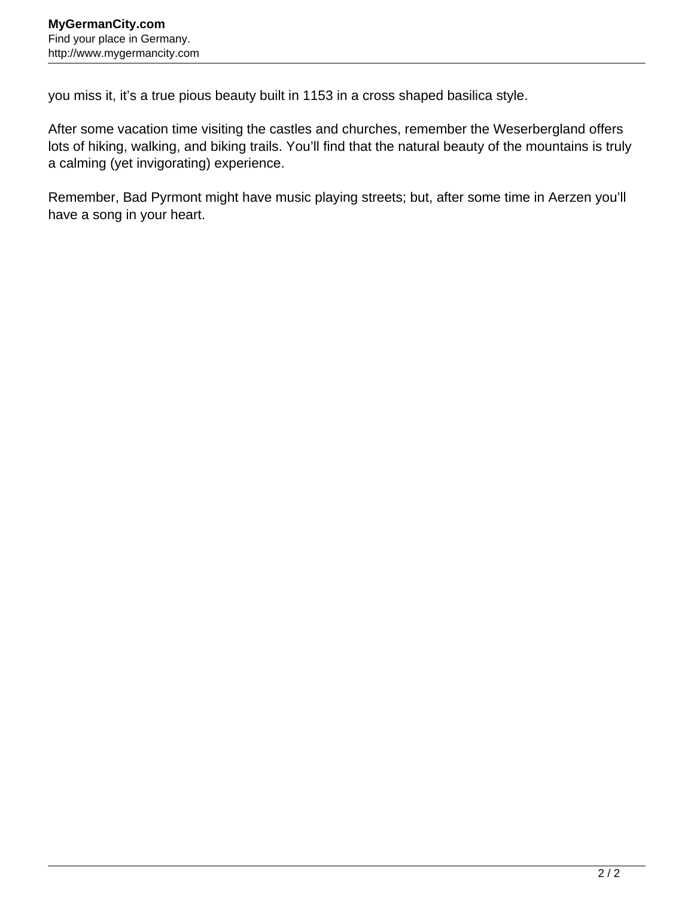you miss it, it’s a true pious beauty built in 1153 in a cross shaped basilica style.

After some vacation time visiting the castles and churches, remember the Weserbergland offers lots of hiking, walking, and biking trails. You’ll find that the natural beauty of the mountains is truly a calming (yet invigorating) experience.

Remember, Bad Pyrmont might have music playing streets; but, after some time in Aerzen you’ll have a song in your heart.